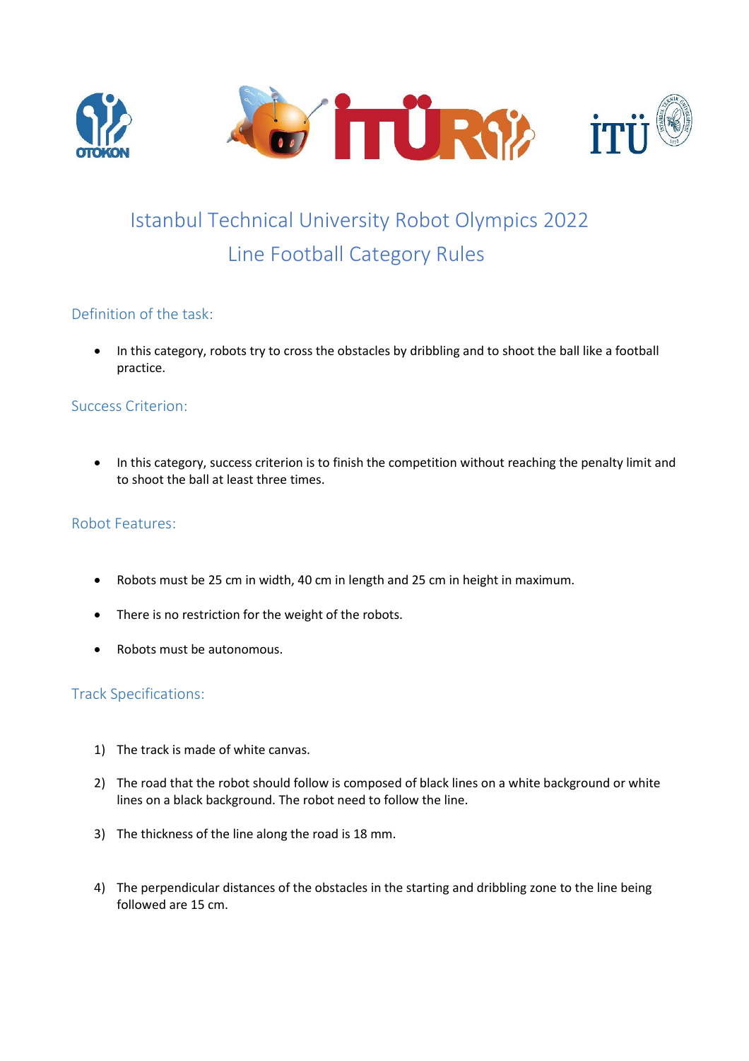# Istanbul Technical University Robot Olympics 2022
# Line Football Category Rules

## Definition of the task:

- In this category, robots try to cross the obstacles by dribbling and to shoot the ball like a football practice.

## Success Criterion:

- In this category, success criterion is to finish the competition without reaching the penalty limit and to shoot the ball at least three times.

## Robot Features:

- Robots must be 25 cm in width, 40 cm in length and 25 cm in height in maximum.
- There is no restriction for the weight of the robots.
- Robots must be autonomous.

## Track Specifications:

1) The track is made of white canvas.
2) The road that the robot should follow is composed of black lines on a white background or white lines on a black background. The robot need to follow the line.
3) The thickness of the line along the road is 18 mm.
4) The perpendicular distances of the obstacles in the starting and dribbling zone to the line being followed are 15 cm.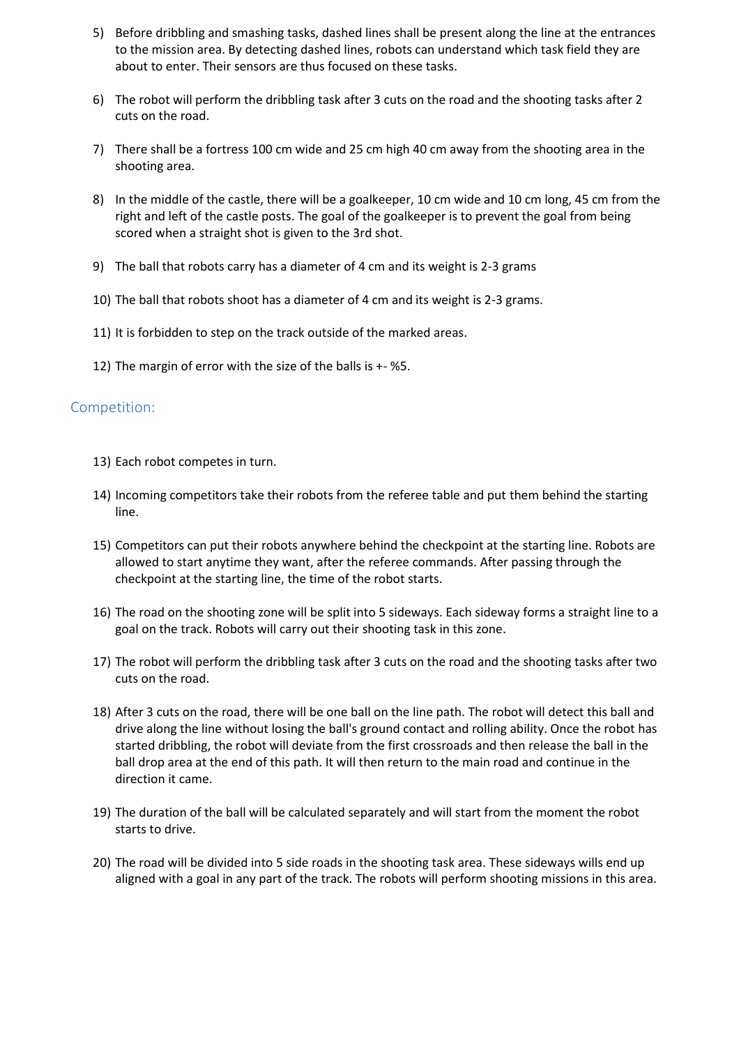5) Before dribbling and smashing tasks, dashed lines shall be present along the line at the entrances to the mission area. By detecting dashed lines, robots can understand which task field they are about to enter. Their sensors are thus focused on these tasks.

6) The robot will perform the dribbling task after 3 cuts on the road and the shooting tasks after 2 cuts on the road.

7) There shall be a fortress 100 cm wide and 25 cm high 40 cm away from the shooting area in the shooting area.

8) In the middle of the castle, there will be a goalkeeper, 10 cm wide and 10 cm long, 45 cm from the right and left of the castle posts. The goal of the goalkeeper is to prevent the goal from being scored when a straight shot is given to the 3rd shot.

9) The ball that robots carry has a diameter of 4 cm and its weight is 2-3 grams

10) The ball that robots shoot has a diameter of 4 cm and its weight is 2-3 grams.

11) It is forbidden to step on the track outside of the marked areas.

12) The margin of error with the size of the balls is +- %5.

## Competition:

13) Each robot competes in turn.

14) Incoming competitors take their robots from the referee table and put them behind the starting line.

15) Competitors can put their robots anywhere behind the checkpoint at the starting line. Robots are allowed to start anytime they want, after the referee commands. After passing through the checkpoint at the starting line, the time of the robot starts.

16) The road on the shooting zone will be split into 5 sideways. Each sideway forms a straight line to a goal on the track. Robots will carry out their shooting task in this zone.

17) The robot will perform the dribbling task after 3 cuts on the road and the shooting tasks after two cuts on the road.

18) After 3 cuts on the road, there will be one ball on the line path. The robot will detect this ball and drive along the line without losing the ball's ground contact and rolling ability. Once the robot has started dribbling, the robot will deviate from the first crossroads and then release the ball in the ball drop area at the end of this path. It will then return to the main road and continue in the direction it came.

19) The duration of the ball will be calculated separately and will start from the moment the robot starts to drive.

20) The road will be divided into 5 side roads in the shooting task area. These sideways wills end up aligned with a goal in any part of the track. The robots will perform shooting missions in this area.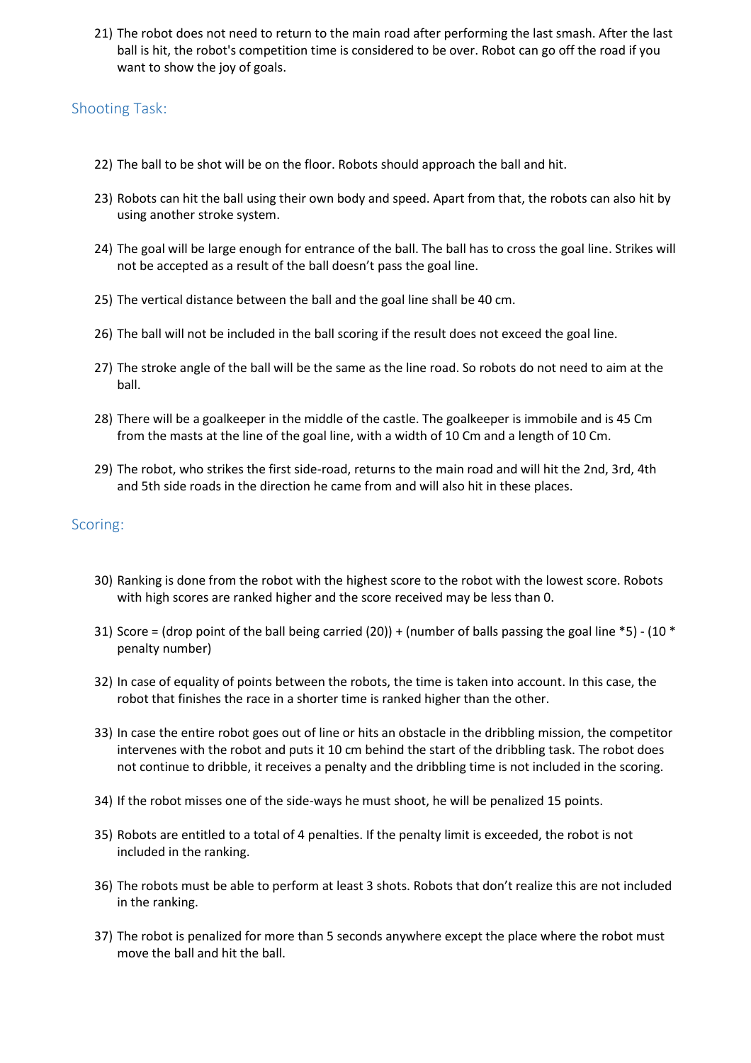21) The robot does not need to return to the main road after performing the last smash. After the last ball is hit, the robot's competition time is considered to be over. Robot can go off the road if you want to show the joy of goals.

## Shooting Task:

22) The ball to be shot will be on the floor. Robots should approach the ball and hit.

23) Robots can hit the ball using their own body and speed. Apart from that, the robots can also hit by using another stroke system.

24) The goal will be large enough for entrance of the ball. The ball has to cross the goal line. Strikes will not be accepted as a result of the ball doesn't pass the goal line.

25) The vertical distance between the ball and the goal line shall be 40 cm.

26) The ball will not be included in the ball scoring if the result does not exceed the goal line.

27) The stroke angle of the ball will be the same as the line road. So robots do not need to aim at the ball.

28) There will be a goalkeeper in the middle of the castle. The goalkeeper is immobile and is 45 Cm from the masts at the line of the goal line, with a width of 10 Cm and a length of 10 Cm.

29) The robot, who strikes the first side-road, returns to the main road and will hit the 2nd, 3rd, 4th and 5th side roads in the direction he came from and will also hit in these places.

## Scoring:

30) Ranking is done from the robot with the highest score to the robot with the lowest score. Robots with high scores are ranked higher and the score received may be less than 0.

31) Score = (drop point of the ball being carried (20)) + (number of balls passing the goal line *5) - (10 * penalty number)

32) In case of equality of points between the robots, the time is taken into account. In this case, the robot that finishes the race in a shorter time is ranked higher than the other.

33) In case the entire robot goes out of line or hits an obstacle in the dribbling mission, the competitor intervenes with the robot and puts it 10 cm behind the start of the dribbling task. The robot does not continue to dribble, it receives a penalty and the dribbling time is not included in the scoring.

34) If the robot misses one of the side-ways he must shoot, he will be penalized 15 points.

35) Robots are entitled to a total of 4 penalties. If the penalty limit is exceeded, the robot is not included in the ranking.

36) The robots must be able to perform at least 3 shots. Robots that don't realize this are not included in the ranking.

37) The robot is penalized for more than 5 seconds anywhere except the place where the robot must move the ball and hit the ball.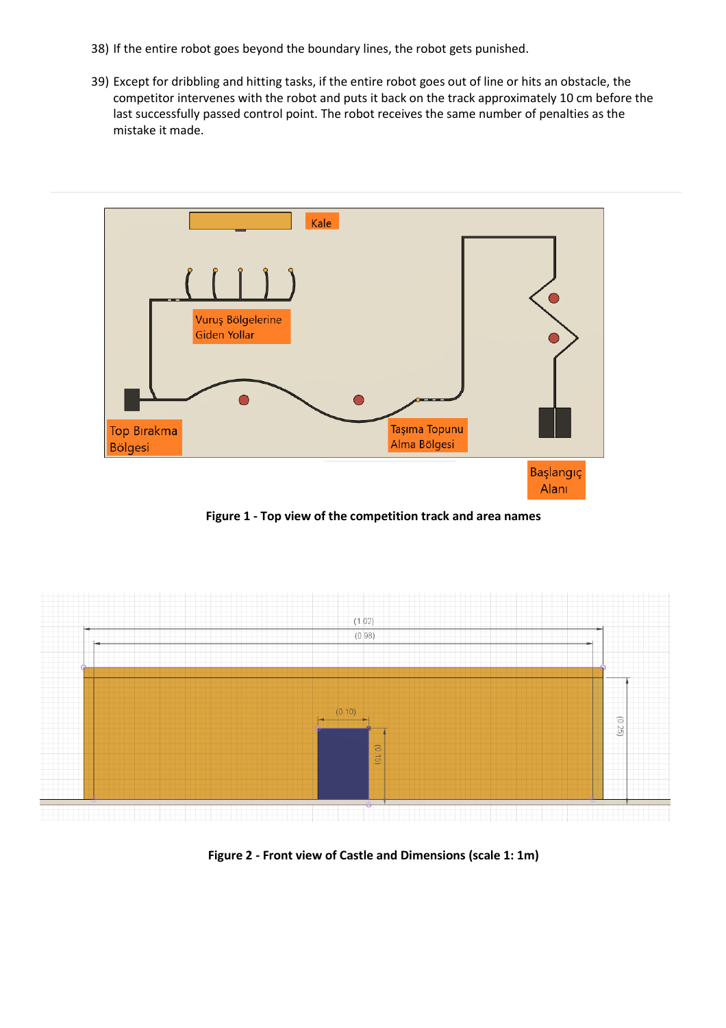38) If the entire robot goes beyond the boundary lines, the robot gets punished.

39) Except for dribbling and hitting tasks, if the entire robot goes out of line or hits an obstacle, the competitor intervenes with the robot and puts it back on the track approximately 10 cm before the last successfully passed control point. The robot receives the same number of penalties as the mistake it made.

**Figure 1 - Top view of the competition track and area names**

**Figure 2 - Front view of Castle and Dimensions (scale 1: 1m)**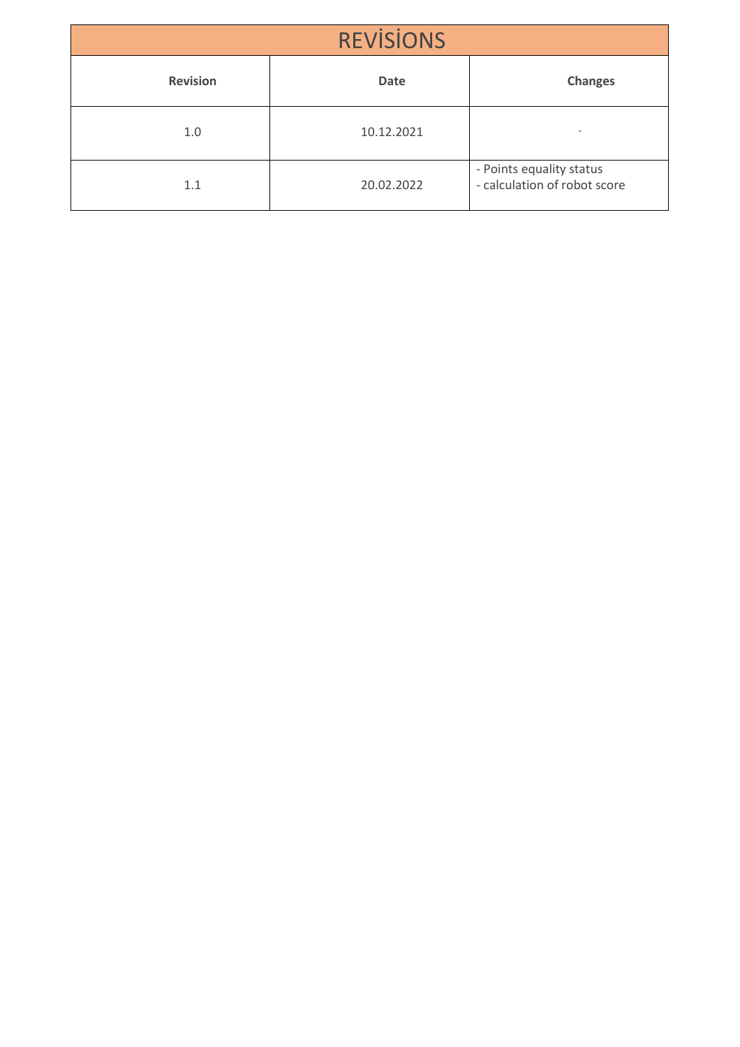| REVİSİONS | | |
|---|---|---|
| **Revision** | **Date** | **Changes** |
| 1.0 | 10.12.2021 | - |
| 1.1 | 20.02.2022 | - Points equality status<br>- calculation of robot score |